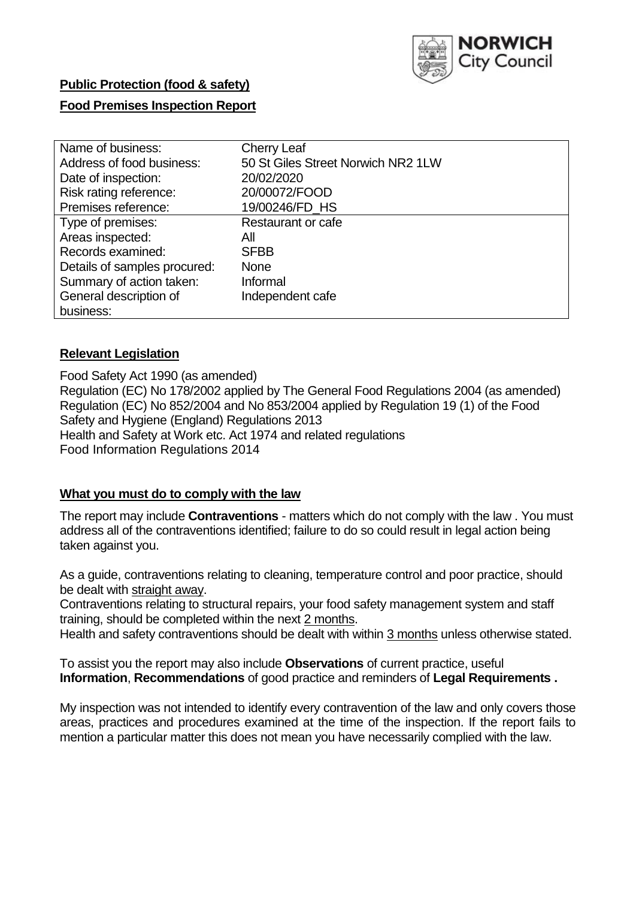## Public Protection (food & safety)

## Food Premises Inspection Report

| Name of business: | Cherry Leaf |
| --- | --- |
| Address of food business: | 50 St Giles Street Norwich NR2 1LW |
| Date of inspection: | 20/02/2020 |
| Risk rating reference: | 20/00072/FOOD |
| Premises reference: | 19/00246/FD_HS |
| Type of premises: | Restaurant or cafe |
| Areas inspected: | All |
| Records examined: | SFBB |
| Details of samples procured: | None |
| Summary of action taken: | Informal |
| General description of business: | Independent cafe |

## Relevant Legislation

Food Safety Act 1990 (as amended)
Regulation (EC) No 178/2002 applied by The General Food Regulations 2004 (as amended)
Regulation (EC) No 852/2004 and No 853/2004 applied by Regulation 19 (1) of the Food Safety and Hygiene (England) Regulations 2013
Health and Safety at Work etc. Act 1974 and related regulations
Food Information Regulations 2014

## What you must do to comply with the law

The report may include **Contraventions** - matters which do not comply with the law . You must address all of the contraventions identified; failure to do so could result in legal action being taken against you.

As a guide, contraventions relating to cleaning, temperature control and poor practice, should be dealt with straight away.
Contraventions relating to structural repairs, your food safety management system and staff training, should be completed within the next 2 months.
Health and safety contraventions should be dealt with within 3 months unless otherwise stated.

To assist you the report may also include **Observations** of current practice, useful **Information**, **Recommendations** of good practice and reminders of **Legal Requirements .**

My inspection was not intended to identify every contravention of the law and only covers those areas, practices and procedures examined at the time of the inspection. If the report fails to mention a particular matter this does not mean you have necessarily complied with the law.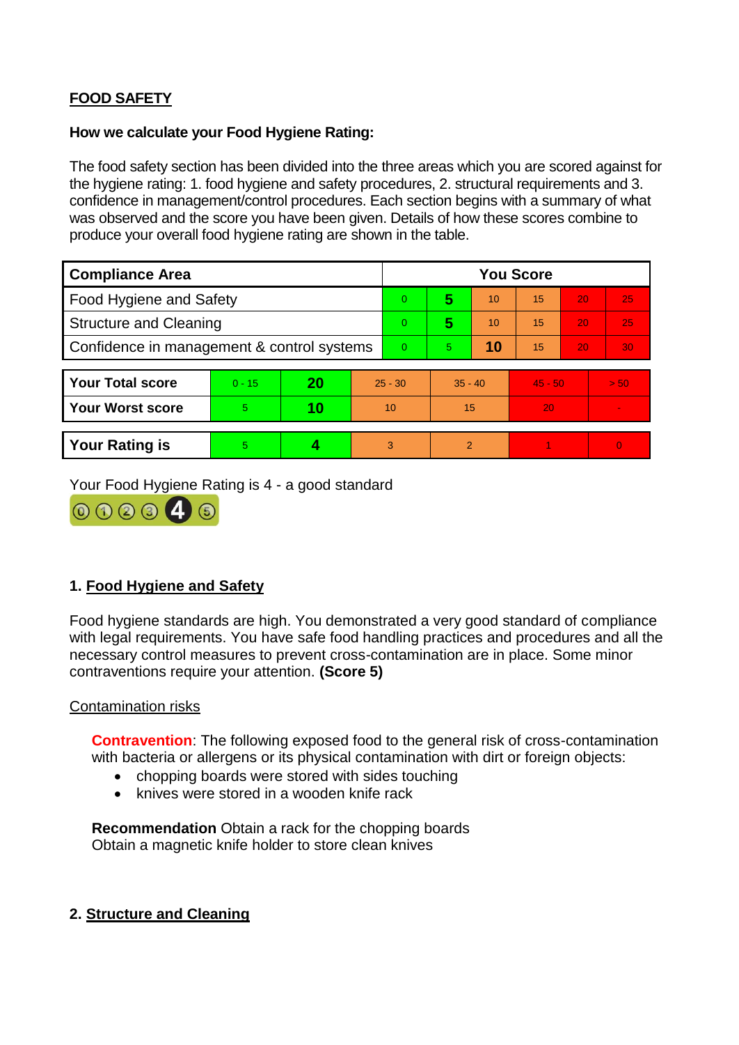## FOOD SAFETY

**How we calculate your Food Hygiene Rating:**

The food safety section has been divided into the three areas which you are scored against for the hygiene rating: 1. food hygiene and safety procedures, 2. structural requirements and 3. confidence in management/control procedures. Each section begins with a summary of what was observed and the score you have been given. Details of how these scores combine to produce your overall food hygiene rating are shown in the table.

| Compliance Area | You Score | | | | | |
|---|---|---|---|---|---|---|
| Food Hygiene and Safety | 0 | **5** | 10 | 15 | 20 | 25 |
| Structure and Cleaning | 0 | **5** | 10 | 15 | 20 | 25 |
| Confidence in management & control systems | 0 | 5 | **10** | 15 | 20 | 30 |

| | | | | | | |
|---|---|---|---|---|---|---|
| **Your Total score** | 0 - 15 | **20** | 25 - 30 | 35 - 40 | 45 - 50 | > 50 |
| **Your Worst score** | 5 | **10** | 10 | 15 | 20 | - |

| | | | | | | |
|---|---|---|---|---|---|---|
| **Your Rating is** | 5 | **4** | 3 | 2 | 1 | 0 |

Your Food Hygiene Rating is 4 - a good standard

## 1. Food Hygiene and Safety

Food hygiene standards are high. You demonstrated a very good standard of compliance with legal requirements. You have safe food handling practices and procedures and all the necessary control measures to prevent cross-contamination are in place. Some minor contraventions require your attention. **(Score 5)**

### Contamination risks

**Contravention**: The following exposed food to the general risk of cross-contamination with bacteria or allergens or its physical contamination with dirt or foreign objects:

- chopping boards were stored with sides touching
- knives were stored in a wooden knife rack

**Recommendation** Obtain a rack for the chopping boards
Obtain a magnetic knife holder to store clean knives

## 2. Structure and Cleaning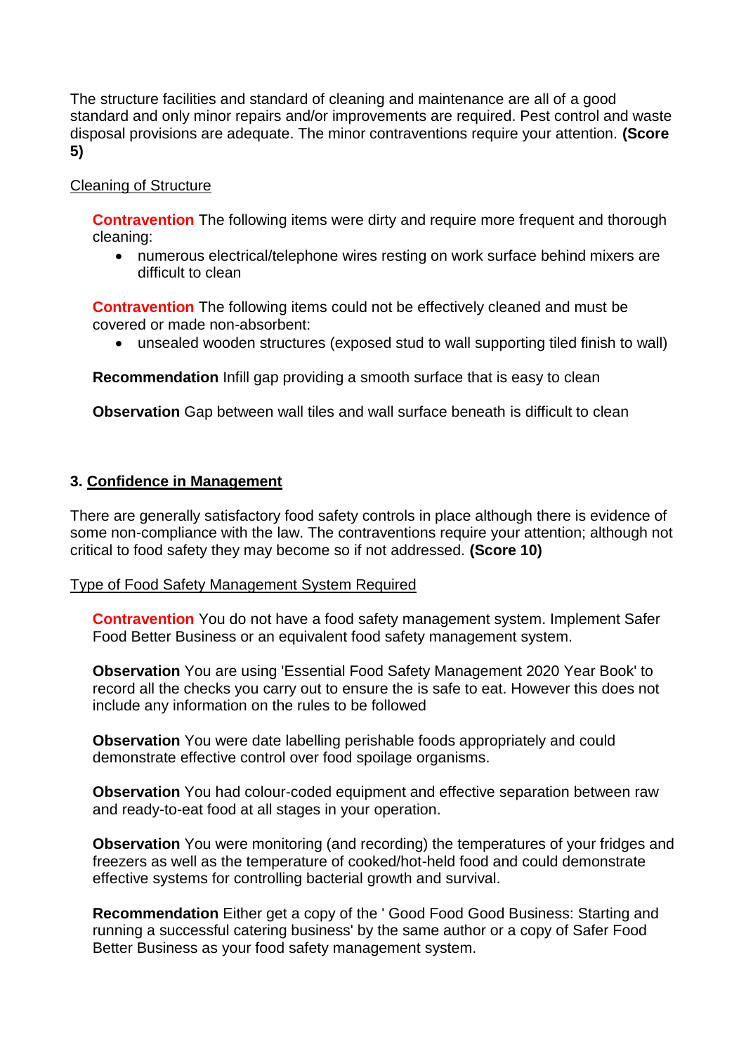The structure facilities and standard of cleaning and maintenance are all of a good standard and only minor repairs and/or improvements are required. Pest control and waste disposal provisions are adequate. The minor contraventions require your attention. **(Score 5)**

Cleaning of Structure

**Contravention** The following items were dirty and require more frequent and thorough cleaning:

- numerous electrical/telephone wires resting on work surface behind mixers are difficult to clean

**Contravention** The following items could not be effectively cleaned and must be covered or made non-absorbent:

- unsealed wooden structures (exposed stud to wall supporting tiled finish to wall)

**Recommendation** Infill gap providing a smooth surface that is easy to clean

**Observation** Gap between wall tiles and wall surface beneath is difficult to clean

### 3. Confidence in Management

There are generally satisfactory food safety controls in place although there is evidence of some non-compliance with the law. The contraventions require your attention; although not critical to food safety they may become so if not addressed. **(Score 10)**

Type of Food Safety Management System Required

**Contravention** You do not have a food safety management system. Implement Safer Food Better Business or an equivalent food safety management system.

**Observation** You are using 'Essential Food Safety Management 2020 Year Book' to record all the checks you carry out to ensure the is safe to eat. However this does not include any information on the rules to be followed

**Observation** You were date labelling perishable foods appropriately and could demonstrate effective control over food spoilage organisms.

**Observation** You had colour-coded equipment and effective separation between raw and ready-to-eat food at all stages in your operation.

**Observation** You were monitoring (and recording) the temperatures of your fridges and freezers as well as the temperature of cooked/hot-held food and could demonstrate effective systems for controlling bacterial growth and survival.

**Recommendation** Either get a copy of the ' Good Food Good Business: Starting and running a successful catering business' by the same author or a copy of Safer Food Better Business as your food safety management system.